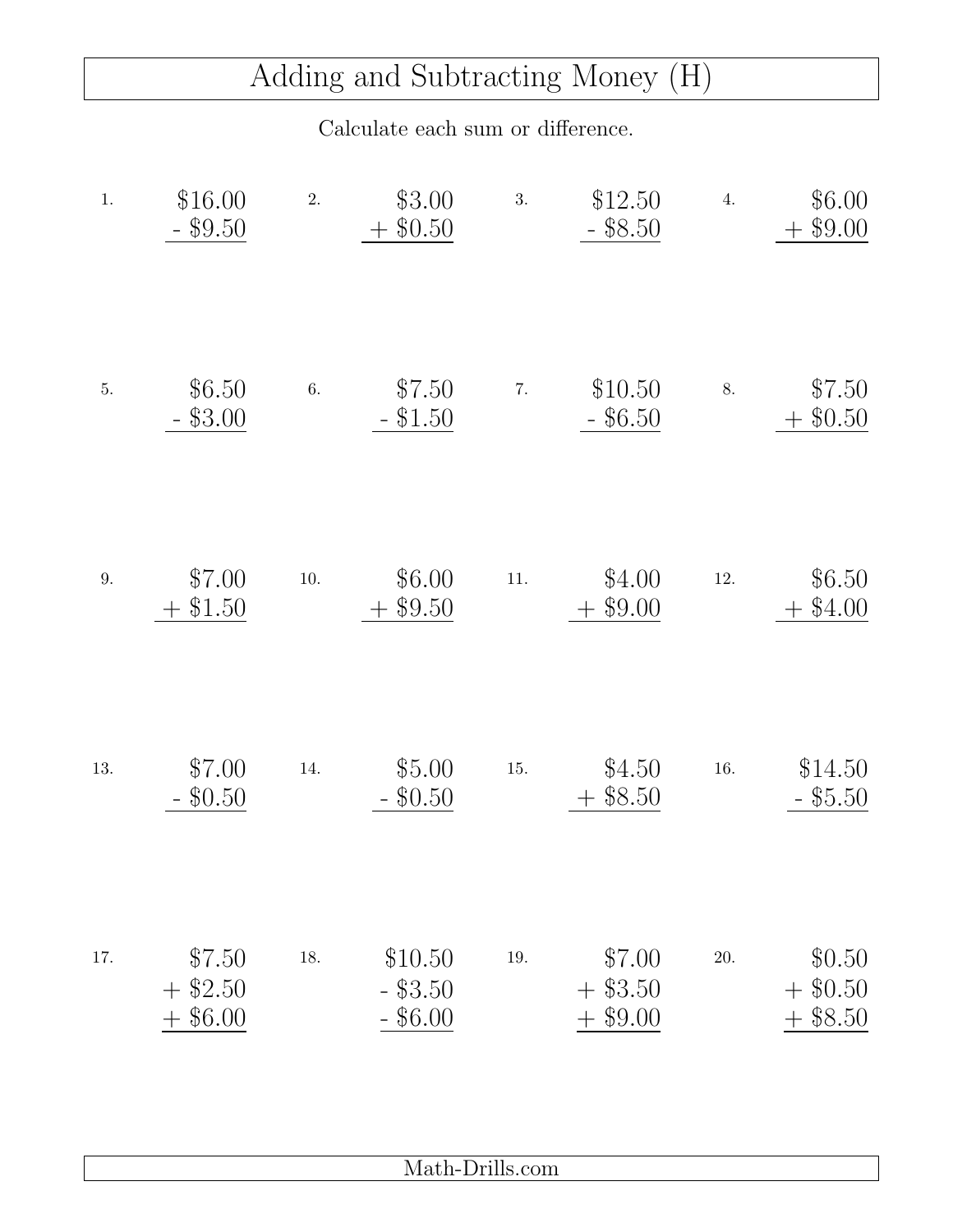# Adding and Subtracting Money (H)

Calculate each sum or difference.

1. $\begin{array}{r} \$16.00 \\ -\ \$9.50 \\ \hline \end{array}$

2. $\begin{array}{r} \$3.00 \\ +\ \$0.50 \\ \hline \end{array}$

3. $\begin{array}{r} \$12.50 \\ -\ \$8.50 \\ \hline \end{array}$

4. $\begin{array}{r} \$6.00 \\ +\ \$9.00 \\ \hline \end{array}$

5. $\begin{array}{r} \$6.50 \\ -\ \$3.00 \\ \hline \end{array}$

6. $\begin{array}{r} \$7.50 \\ -\ \$1.50 \\ \hline \end{array}$

7. $\begin{array}{r} \$10.50 \\ -\ \$6.50 \\ \hline \end{array}$

8. $\begin{array}{r} \$7.50 \\ +\ \$0.50 \\ \hline \end{array}$

9. $\begin{array}{r} \$7.00 \\ +\ \$1.50 \\ \hline \end{array}$

10. $\begin{array}{r} \$6.00 \\ +\ \$9.50 \\ \hline \end{array}$

11. $\begin{array}{r} \$4.00 \\ +\ \$9.00 \\ \hline \end{array}$

12. $\begin{array}{r} \$6.50 \\ +\ \$4.00 \\ \hline \end{array}$

13. $\begin{array}{r} \$7.00 \\ -\ \$0.50 \\ \hline \end{array}$

14. $\begin{array}{r} \$5.00 \\ -\ \$0.50 \\ \hline \end{array}$

15. $\begin{array}{r} \$4.50 \\ +\ \$8.50 \\ \hline \end{array}$

16. $\begin{array}{r} \$14.50 \\ -\ \$5.50 \\ \hline \end{array}$

17. $\begin{array}{r} \$7.50 \\ +\ \$2.50 \\ +\ \$6.00 \\ \hline \end{array}$

18. $\begin{array}{r} \$10.50 \\ -\ \$3.50 \\ -\ \$6.00 \\ \hline \end{array}$

19. $\begin{array}{r} \$7.00 \\ +\ \$3.50 \\ +\ \$9.00 \\ \hline \end{array}$

20. $\begin{array}{r} \$0.50 \\ +\ \$0.50 \\ +\ \$8.50 \\ \hline \end{array}$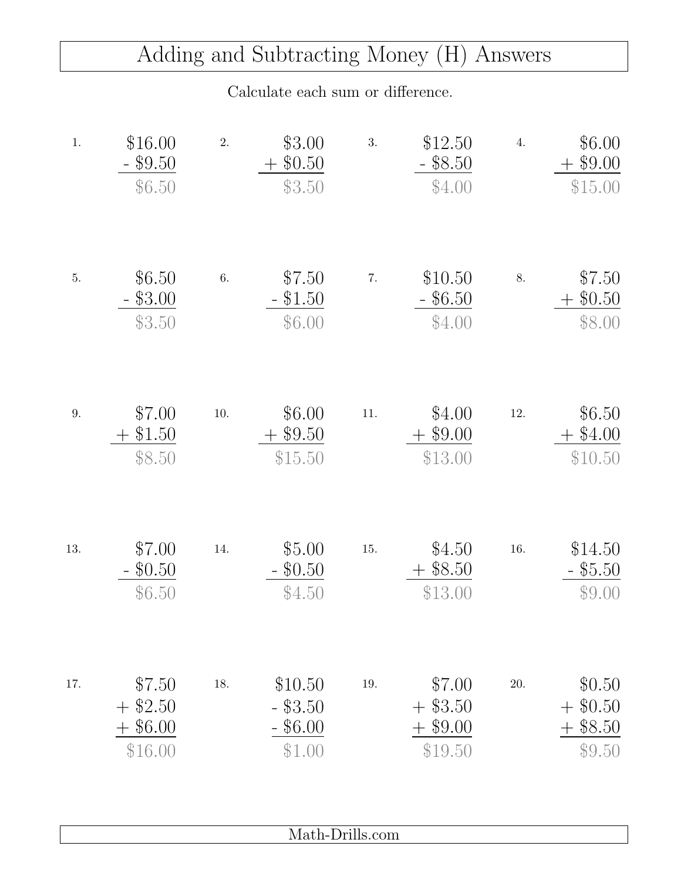# Adding and Subtracting Money (H) Answers

Calculate each sum or difference.

1.
$$\begin{array}{r} \$16.00 \\ -\ \$9.50 \\ \hline \$6.50 \end{array}$$

2.
$$\begin{array}{r} \$3.00 \\ +\ \$0.50 \\ \hline \$3.50 \end{array}$$

3.
$$\begin{array}{r} \$12.50 \\ -\ \$8.50 \\ \hline \$4.00 \end{array}$$

4.
$$\begin{array}{r} \$6.00 \\ +\ \$9.00 \\ \hline \$15.00 \end{array}$$

5.
$$\begin{array}{r} \$6.50 \\ -\ \$3.00 \\ \hline \$3.50 \end{array}$$

6.
$$\begin{array}{r} \$7.50 \\ -\ \$1.50 \\ \hline \$6.00 \end{array}$$

7.
$$\begin{array}{r} \$10.50 \\ -\ \$6.50 \\ \hline \$4.00 \end{array}$$

8.
$$\begin{array}{r} \$7.50 \\ +\ \$0.50 \\ \hline \$8.00 \end{array}$$

9.
$$\begin{array}{r} \$7.00 \\ +\ \$1.50 \\ \hline \$8.50 \end{array}$$

10.
$$\begin{array}{r} \$6.00 \\ +\ \$9.50 \\ \hline \$15.50 \end{array}$$

11.
$$\begin{array}{r} \$4.00 \\ +\ \$9.00 \\ \hline \$13.00 \end{array}$$

12.
$$\begin{array}{r} \$6.50 \\ +\ \$4.00 \\ \hline \$10.50 \end{array}$$

13.
$$\begin{array}{r} \$7.00 \\ -\ \$0.50 \\ \hline \$6.50 \end{array}$$

14.
$$\begin{array}{r} \$5.00 \\ -\ \$0.50 \\ \hline \$4.50 \end{array}$$

15.
$$\begin{array}{r} \$4.50 \\ +\ \$8.50 \\ \hline \$13.00 \end{array}$$

16.
$$\begin{array}{r} \$14.50 \\ -\ \$5.50 \\ \hline \$9.00 \end{array}$$

17.
$$\begin{array}{r} \$7.50 \\ +\ \$2.50 \\ +\ \$6.00 \\ \hline \$16.00 \end{array}$$

18.
$$\begin{array}{r} \$10.50 \\ -\ \$3.50 \\ -\ \$6.00 \\ \hline \$1.00 \end{array}$$

19.
$$\begin{array}{r} \$7.00 \\ +\ \$3.50 \\ +\ \$9.00 \\ \hline \$19.50 \end{array}$$

20.
$$\begin{array}{r} \$0.50 \\ +\ \$0.50 \\ +\ \$8.50 \\ \hline \$9.50 \end{array}$$

Math-Drills.com